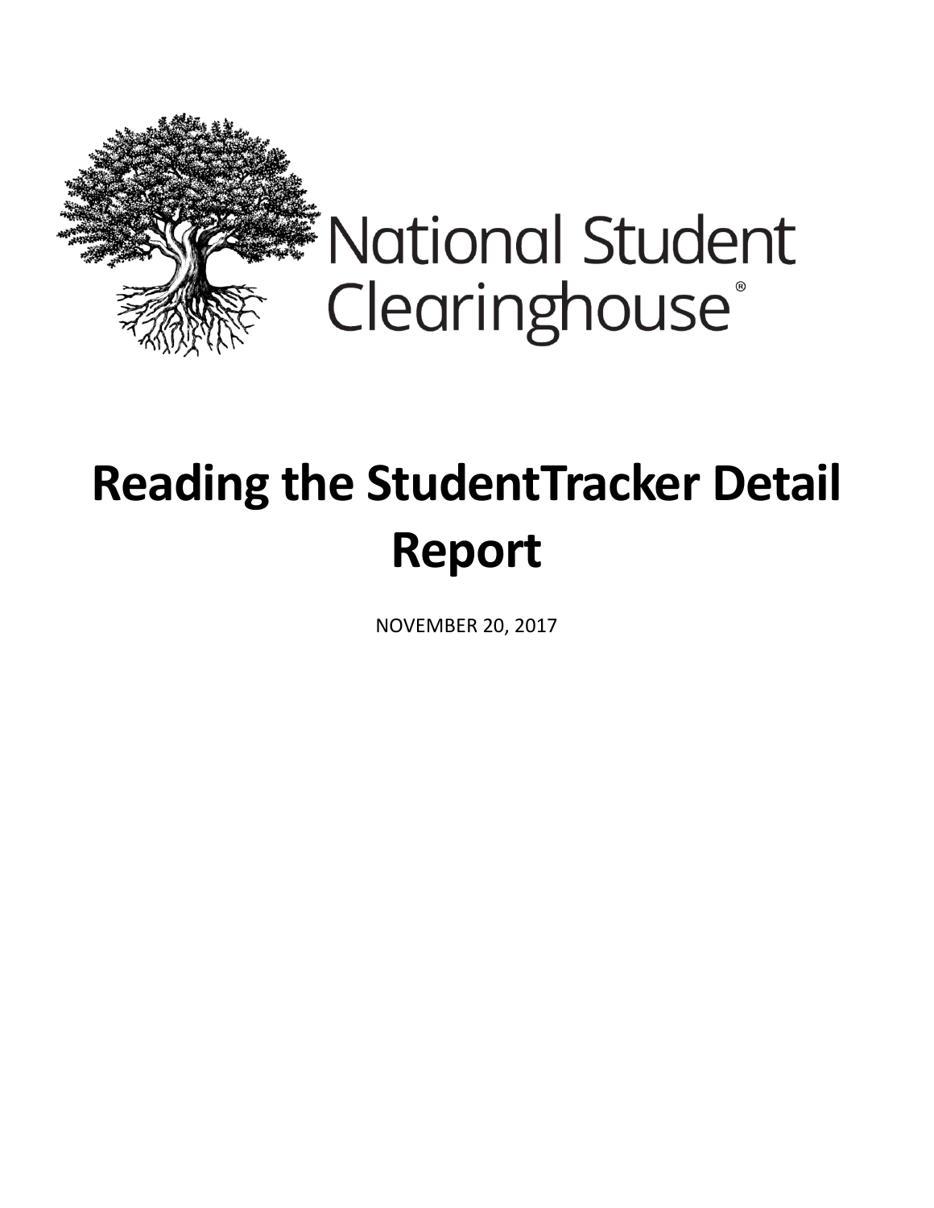National Student Clearinghouse®

# Reading the StudentTracker Detail Report

NOVEMBER 20, 2017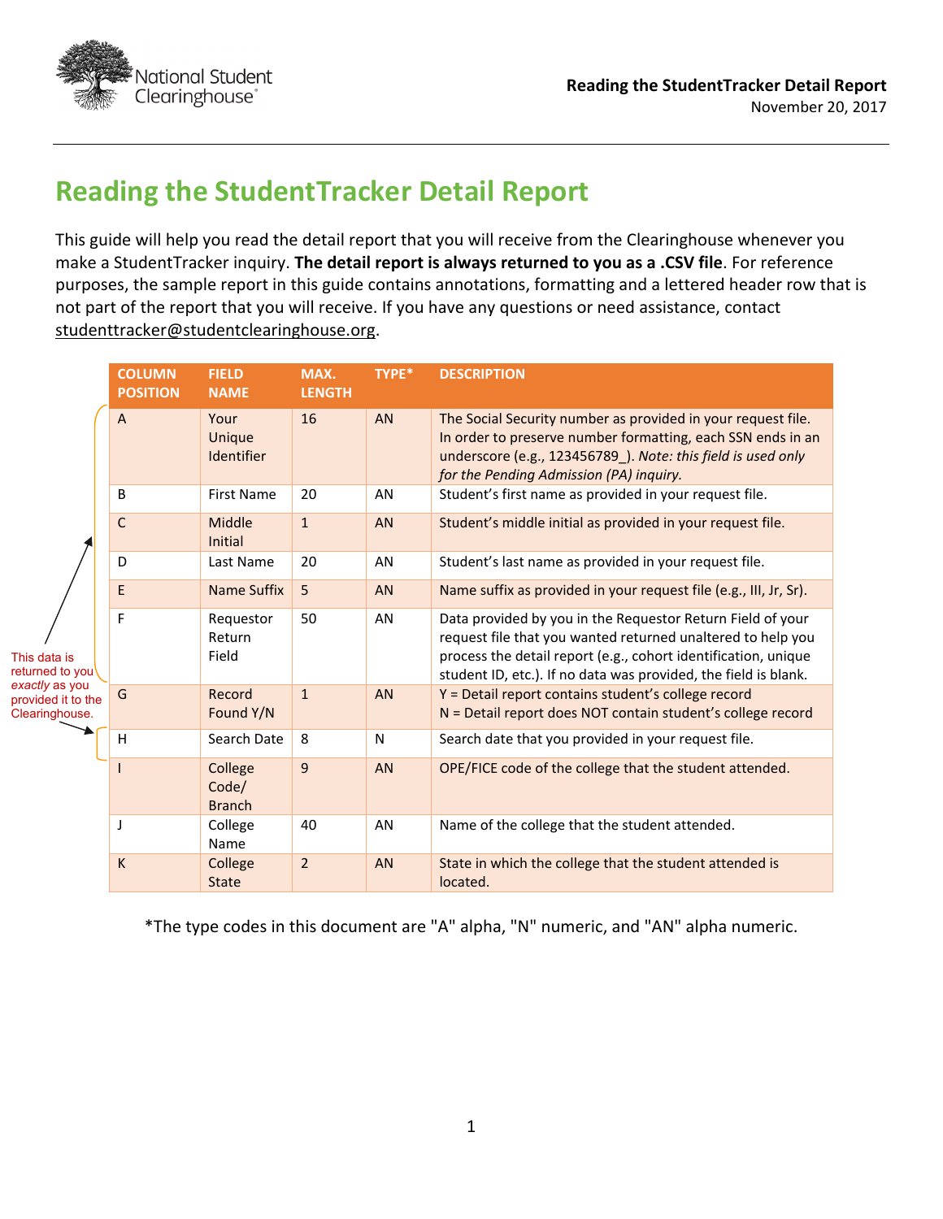# Reading the StudentTracker Detail Report

This guide will help you read the detail report that you will receive from the Clearinghouse whenever you make a StudentTracker inquiry. **The detail report is always returned to you as a .CSV file**. For reference purposes, the sample report in this guide contains annotations, formatting and a lettered header row that is not part of the report that you will receive. If you have any questions or need assistance, contact studenttracker@studentclearinghouse.org.

This data is returned to you *exactly* as you provided it to the Clearinghouse. (Columns A–F and H)

| COLUMN POSITION | FIELD NAME | MAX. LENGTH | TYPE* | DESCRIPTION |
|---|---|---|---|---|
| A | Your Unique Identifier | 16 | AN | The Social Security number as provided in your request file. In order to preserve number formatting, each SSN ends in an underscore (e.g., 123456789_). *Note: this field is used only for the Pending Admission (PA) inquiry.* |
| B | First Name | 20 | AN | Student's first name as provided in your request file. |
| C | Middle Initial | 1 | AN | Student's middle initial as provided in your request file. |
| D | Last Name | 20 | AN | Student's last name as provided in your request file. |
| E | Name Suffix | 5 | AN | Name suffix as provided in your request file (e.g., III, Jr, Sr). |
| F | Requestor Return Field | 50 | AN | Data provided by you in the Requestor Return Field of your request file that you wanted returned unaltered to help you process the detail report (e.g., cohort identification, unique student ID, etc.). If no data was provided, the field is blank. |
| G | Record Found Y/N | 1 | AN | Y = Detail report contains student's college record<br>N = Detail report does NOT contain student's college record |
| H | Search Date | 8 | N | Search date that you provided in your request file. |
| I | College Code/ Branch | 9 | AN | OPE/FICE code of the college that the student attended. |
| J | College Name | 40 | AN | Name of the college that the student attended. |
| K | College State | 2 | AN | State in which the college that the student attended is located. |

*The type codes in this document are "A" alpha, "N" numeric, and "AN" alpha numeric.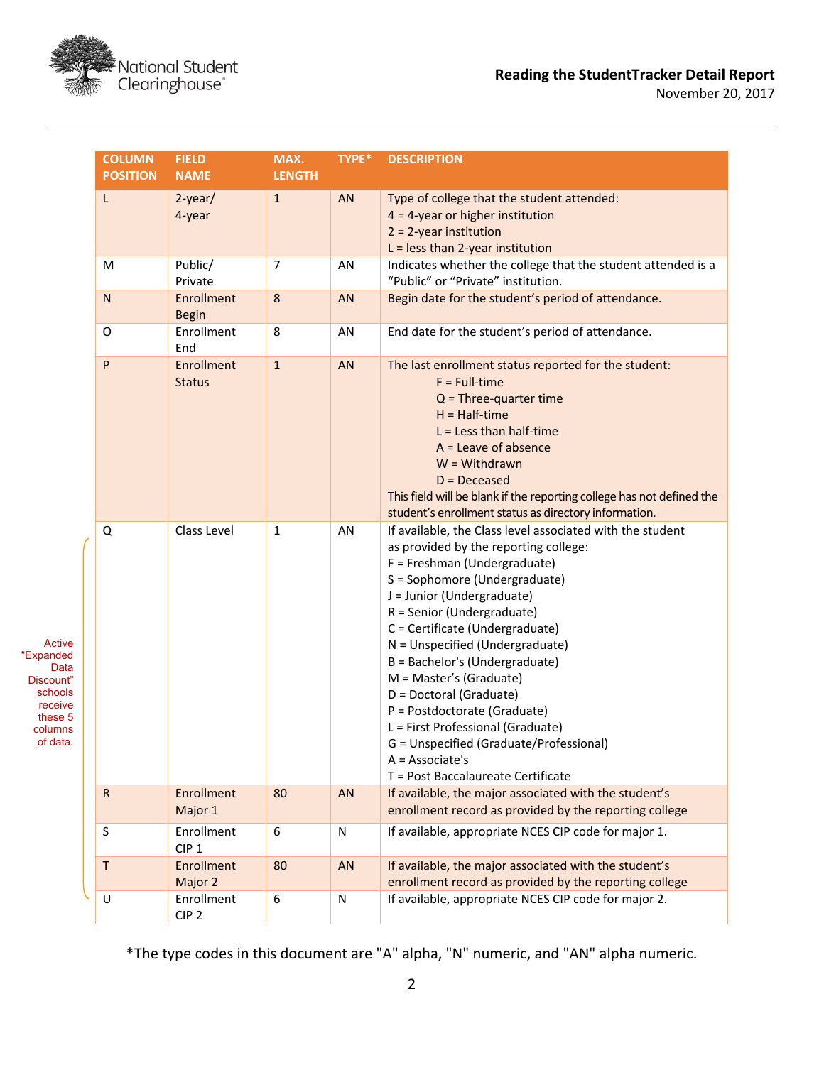| COLUMN POSITION | FIELD NAME | MAX. LENGTH | TYPE* | DESCRIPTION |
|---|---|---|---|---|
| L | 2-year/ 4-year | 1 | AN | Type of college that the student attended:<br>4 = 4-year or higher institution<br>2 = 2-year institution<br>L = less than 2-year institution |
| M | Public/ Private | 7 | AN | Indicates whether the college that the student attended is a "Public" or "Private" institution. |
| N | Enrollment Begin | 8 | AN | Begin date for the student's period of attendance. |
| O | Enrollment End | 8 | AN | End date for the student's period of attendance. |
| P | Enrollment Status | 1 | AN | The last enrollment status reported for the student:<br>F = Full-time<br>Q = Three-quarter time<br>H = Half-time<br>L = Less than half-time<br>A = Leave of absence<br>W = Withdrawn<br>D = Deceased<br>This field will be blank if the reporting college has not defined the student's enrollment status as directory information. |
| Q | Class Level | 1 | AN | If available, the Class level associated with the student as provided by the reporting college:<br>F = Freshman (Undergraduate)<br>S = Sophomore (Undergraduate)<br>J = Junior (Undergraduate)<br>R = Senior (Undergraduate)<br>C = Certificate (Undergraduate)<br>N = Unspecified (Undergraduate)<br>B = Bachelor's (Undergraduate)<br>M = Master's (Graduate)<br>D = Doctoral (Graduate)<br>P = Postdoctorate (Graduate)<br>L = First Professional (Graduate)<br>G = Unspecified (Graduate/Professional)<br>A = Associate's<br>T = Post Baccalaureate Certificate |
| R | Enrollment Major 1 | 80 | AN | If available, the major associated with the student's enrollment record as provided by the reporting college |
| S | Enrollment CIP 1 | 6 | N | If available, appropriate NCES CIP code for major 1. |
| T | Enrollment Major 2 | 80 | AN | If available, the major associated with the student's enrollment record as provided by the reporting college |
| U | Enrollment CIP 2 | 6 | N | If available, appropriate NCES CIP code for major 2. |

Active "Expanded Data Discount" schools receive these 5 columns of data.

*The type codes in this document are "A" alpha, "N" numeric, and "AN" alpha numeric.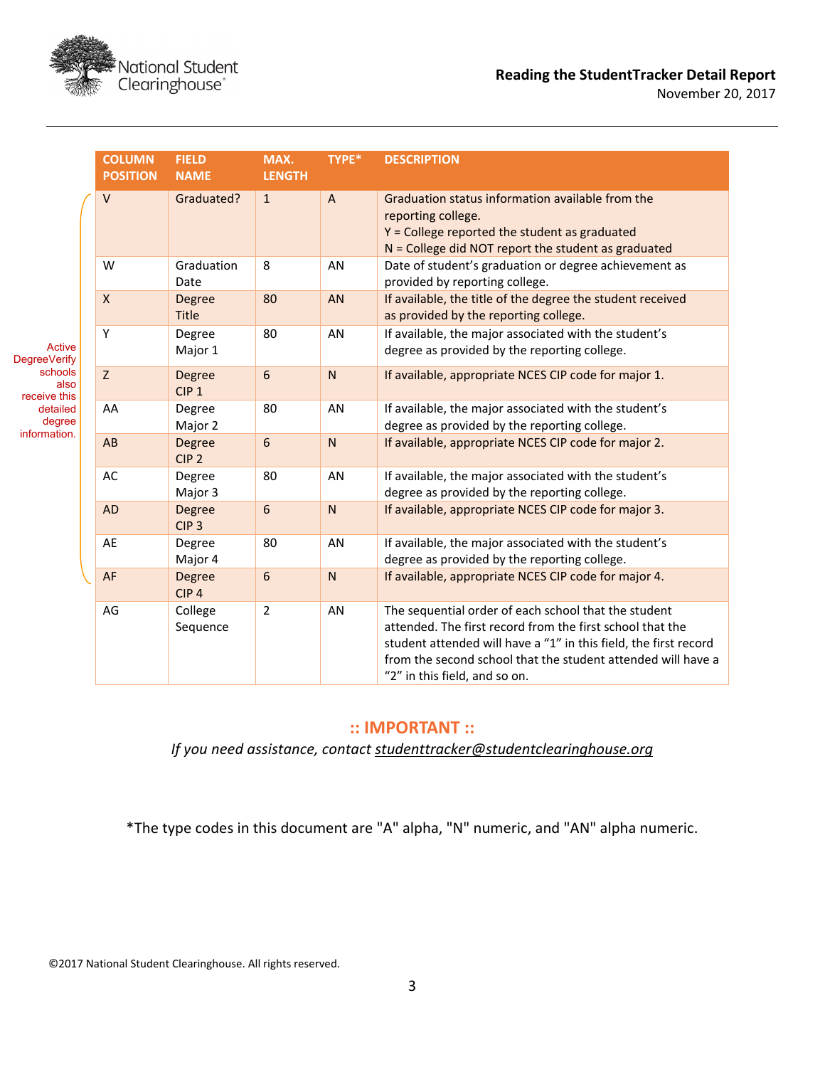Active DegreeVerify schools also receive this detailed degree information.

| COLUMN POSITION | FIELD NAME | MAX. LENGTH | TYPE* | DESCRIPTION |
|---|---|---|---|---|
| V | Graduated? | 1 | A | Graduation status information available from the reporting college.<br>Y = College reported the student as graduated<br>N = College did NOT report the student as graduated |
| W | Graduation Date | 8 | AN | Date of student's graduation or degree achievement as provided by reporting college. |
| X | Degree Title | 80 | AN | If available, the title of the degree the student received as provided by the reporting college. |
| Y | Degree Major 1 | 80 | AN | If available, the major associated with the student's degree as provided by the reporting college. |
| Z | Degree CIP 1 | 6 | N | If available, appropriate NCES CIP code for major 1. |
| AA | Degree Major 2 | 80 | AN | If available, the major associated with the student's degree as provided by the reporting college. |
| AB | Degree CIP 2 | 6 | N | If available, appropriate NCES CIP code for major 2. |
| AC | Degree Major 3 | 80 | AN | If available, the major associated with the student's degree as provided by the reporting college. |
| AD | Degree CIP 3 | 6 | N | If available, appropriate NCES CIP code for major 3. |
| AE | Degree Major 4 | 80 | AN | If available, the major associated with the student's degree as provided by the reporting college. |
| AF | Degree CIP 4 | 6 | N | If available, appropriate NCES CIP code for major 4. |
| AG | College Sequence | 2 | AN | The sequential order of each school that the student attended. The first record from the first school that the student attended will have a "1" in this field, the first record from the second school that the student attended will have a "2" in this field, and so on. |

## :: IMPORTANT ::

*If you need assistance, contact studenttracker@studentclearinghouse.org*

*The type codes in this document are "A" alpha, "N" numeric, and "AN" alpha numeric.

©2017 National Student Clearinghouse. All rights reserved.